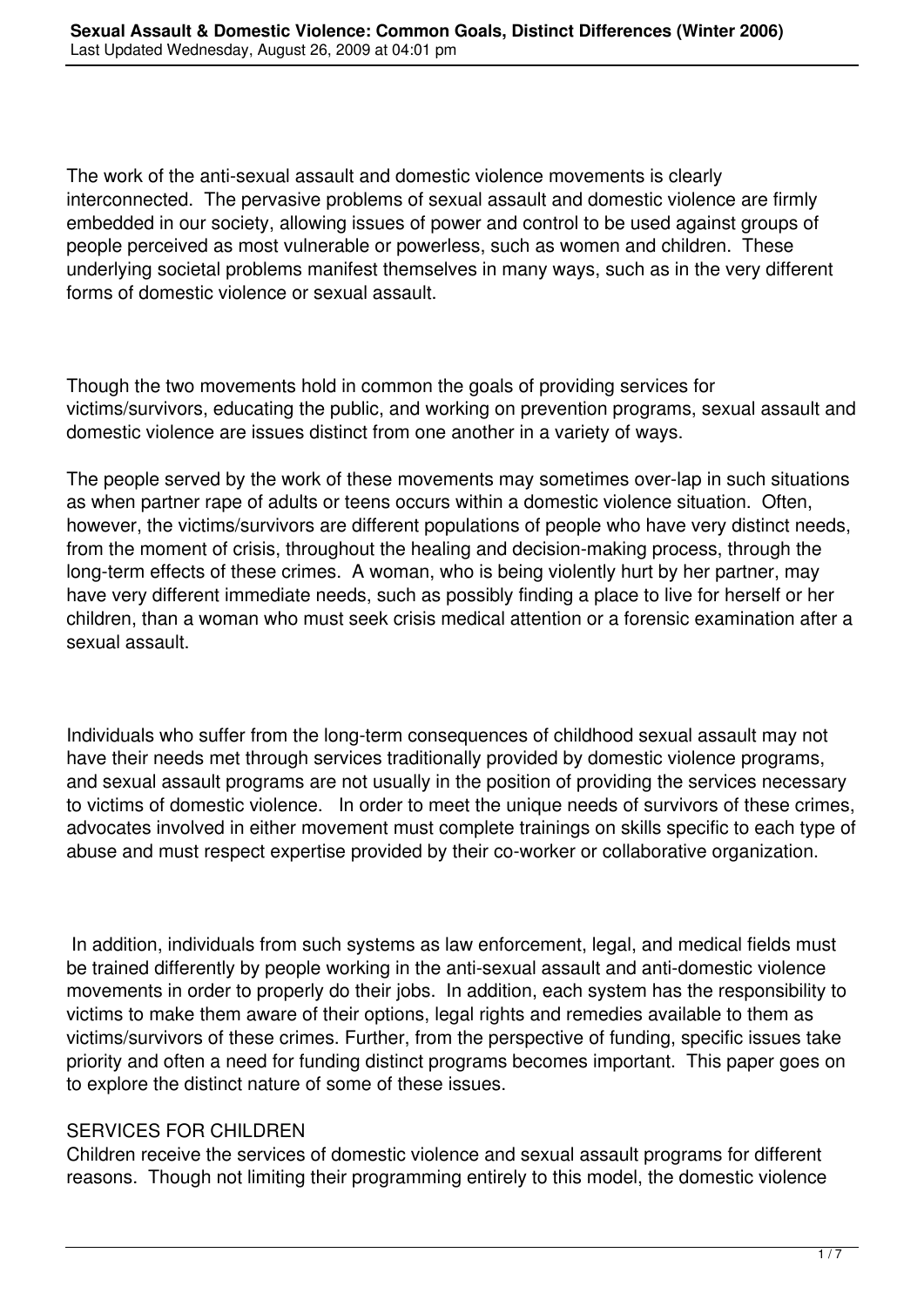The work of the anti-sexual assault and domestic violence movements is clearly interconnected. The pervasive problems of sexual assault and domestic violence are firmly embedded in our society, allowing issues of power and control to be used against groups of people perceived as most vulnerable or powerless, such as women and children. These underlying societal problems manifest themselves in many ways, such as in the very different forms of domestic violence or sexual assault.

Though the two movements hold in common the goals of providing services for victims/survivors, educating the public, and working on prevention programs, sexual assault and domestic violence are issues distinct from one another in a variety of ways.

The people served by the work of these movements may sometimes over-lap in such situations as when partner rape of adults or teens occurs within a domestic violence situation. Often, however, the victims/survivors are different populations of people who have very distinct needs, from the moment of crisis, throughout the healing and decision-making process, through the long-term effects of these crimes. A woman, who is being violently hurt by her partner, may have very different immediate needs, such as possibly finding a place to live for herself or her children, than a woman who must seek crisis medical attention or a forensic examination after a sexual assault.

Individuals who suffer from the long-term consequences of childhood sexual assault may not have their needs met through services traditionally provided by domestic violence programs, and sexual assault programs are not usually in the position of providing the services necessary to victims of domestic violence. In order to meet the unique needs of survivors of these crimes, advocates involved in either movement must complete trainings on skills specific to each type of abuse and must respect expertise provided by their co-worker or collaborative organization.

In addition, individuals from such systems as law enforcement, legal, and medical fields must be trained differently by people working in the anti-sexual assault and anti-domestic violence movements in order to properly do their jobs. In addition, each system has the responsibility to victims to make them aware of their options, legal rights and remedies available to them as victims/survivors of these crimes. Further, from the perspective of funding, specific issues take priority and often a need for funding distinct programs becomes important. This paper goes on to explore the distinct nature of some of these issues.

## SERVICES FOR CHILDREN

Children receive the services of domestic violence and sexual assault programs for different reasons. Though not limiting their programming entirely to this model, the domestic violence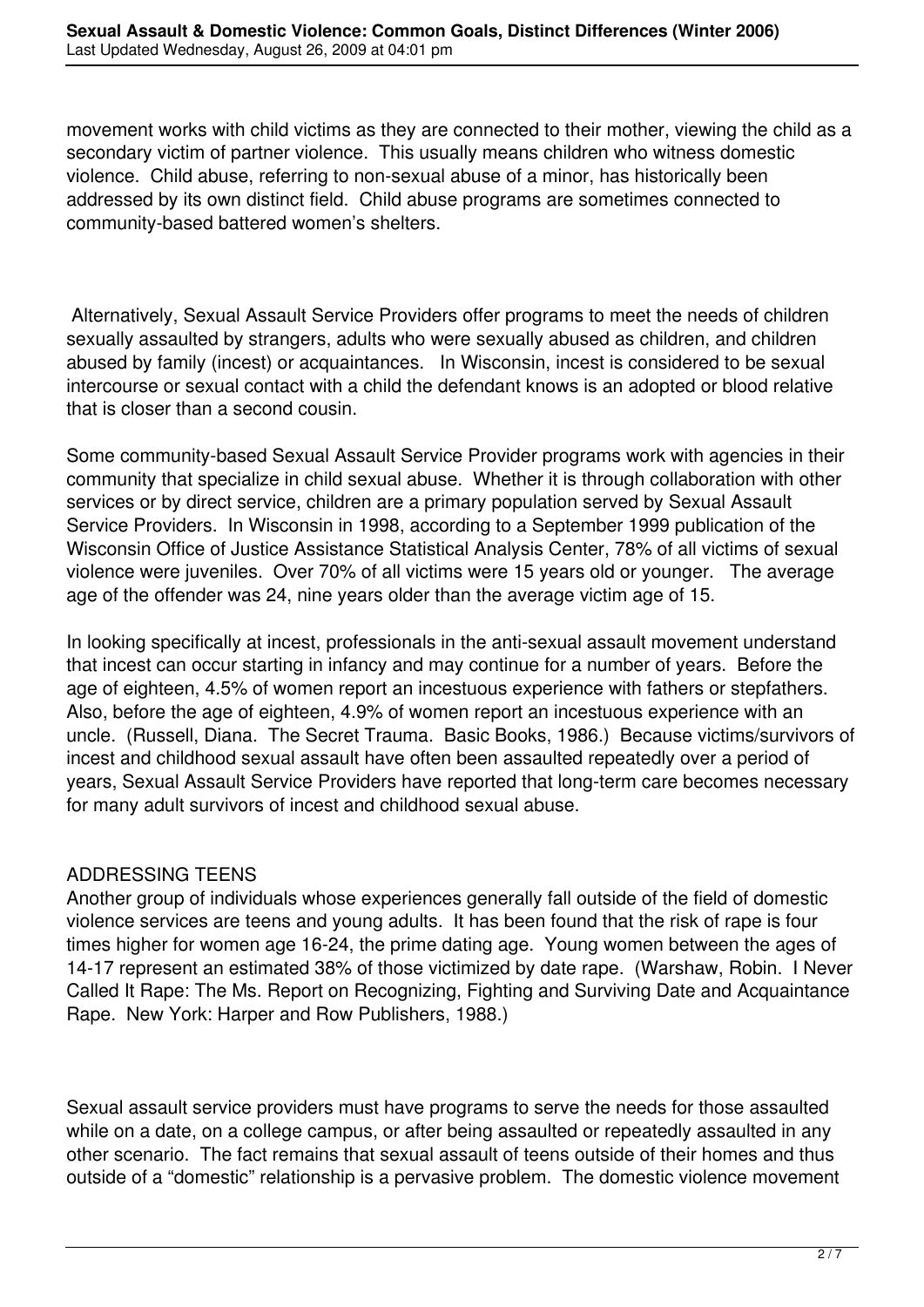movement works with child victims as they are connected to their mother, viewing the child as a secondary victim of partner violence. This usually means children who witness domestic violence. Child abuse, referring to non-sexual abuse of a minor, has historically been addressed by its own distinct field. Child abuse programs are sometimes connected to community-based battered women's shelters.

Alternatively, Sexual Assault Service Providers offer programs to meet the needs of children sexually assaulted by strangers, adults who were sexually abused as children, and children abused by family (incest) or acquaintances. In Wisconsin, incest is considered to be sexual intercourse or sexual contact with a child the defendant knows is an adopted or blood relative that is closer than a second cousin.

Some community-based Sexual Assault Service Provider programs work with agencies in their community that specialize in child sexual abuse. Whether it is through collaboration with other services or by direct service, children are a primary population served by Sexual Assault Service Providers. In Wisconsin in 1998, according to a September 1999 publication of the Wisconsin Office of Justice Assistance Statistical Analysis Center, 78% of all victims of sexual violence were juveniles. Over 70% of all victims were 15 years old or younger. The average age of the offender was 24, nine years older than the average victim age of 15.

In looking specifically at incest, professionals in the anti-sexual assault movement understand that incest can occur starting in infancy and may continue for a number of years. Before the age of eighteen, 4.5% of women report an incestuous experience with fathers or stepfathers. Also, before the age of eighteen, 4.9% of women report an incestuous experience with an uncle. (Russell, Diana. The Secret Trauma. Basic Books, 1986.) Because victims/survivors of incest and childhood sexual assault have often been assaulted repeatedly over a period of years, Sexual Assault Service Providers have reported that long-term care becomes necessary for many adult survivors of incest and childhood sexual abuse.

## ADDRESSING TEENS

Another group of individuals whose experiences generally fall outside of the field of domestic violence services are teens and young adults. It has been found that the risk of rape is four times higher for women age 16-24, the prime dating age. Young women between the ages of 14-17 represent an estimated 38% of those victimized by date rape. (Warshaw, Robin. I Never Called It Rape: The Ms. Report on Recognizing, Fighting and Surviving Date and Acquaintance Rape. New York: Harper and Row Publishers, 1988.)

Sexual assault service providers must have programs to serve the needs for those assaulted while on a date, on a college campus, or after being assaulted or repeatedly assaulted in any other scenario. The fact remains that sexual assault of teens outside of their homes and thus outside of a "domestic" relationship is a pervasive problem. The domestic violence movement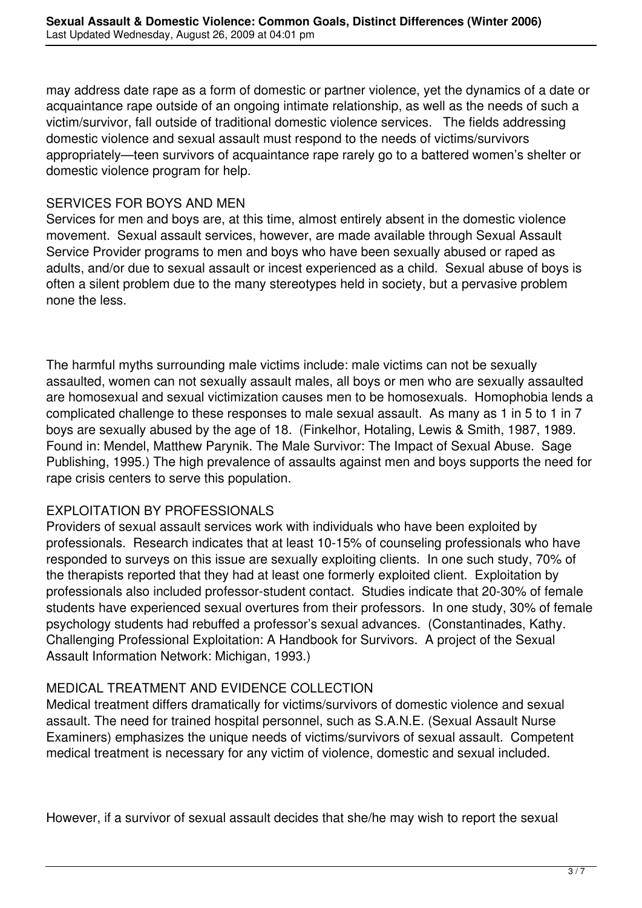may address date rape as a form of domestic or partner violence, yet the dynamics of a date or acquaintance rape outside of an ongoing intimate relationship, as well as the needs of such a victim/survivor, fall outside of traditional domestic violence services. The fields addressing domestic violence and sexual assault must respond to the needs of victims/survivors appropriately—teen survivors of acquaintance rape rarely go to a battered women's shelter or domestic violence program for help.

## SERVICES FOR BOYS AND MEN

Services for men and boys are, at this time, almost entirely absent in the domestic violence movement. Sexual assault services, however, are made available through Sexual Assault Service Provider programs to men and boys who have been sexually abused or raped as adults, and/or due to sexual assault or incest experienced as a child. Sexual abuse of boys is often a silent problem due to the many stereotypes held in society, but a pervasive problem none the less.

The harmful myths surrounding male victims include: male victims can not be sexually assaulted, women can not sexually assault males, all boys or men who are sexually assaulted are homosexual and sexual victimization causes men to be homosexuals. Homophobia lends a complicated challenge to these responses to male sexual assault. As many as 1 in 5 to 1 in 7 boys are sexually abused by the age of 18. (Finkelhor, Hotaling, Lewis & Smith, 1987, 1989. Found in: Mendel, Matthew Parynik. The Male Survivor: The Impact of Sexual Abuse. Sage Publishing, 1995.) The high prevalence of assaults against men and boys supports the need for rape crisis centers to serve this population.

## EXPLOITATION BY PROFESSIONALS

Providers of sexual assault services work with individuals who have been exploited by professionals. Research indicates that at least 10-15% of counseling professionals who have responded to surveys on this issue are sexually exploiting clients. In one such study, 70% of the therapists reported that they had at least one formerly exploited client. Exploitation by professionals also included professor-student contact. Studies indicate that 20-30% of female students have experienced sexual overtures from their professors. In one study, 30% of female psychology students had rebuffed a professor's sexual advances. (Constantinades, Kathy. Challenging Professional Exploitation: A Handbook for Survivors. A project of the Sexual Assault Information Network: Michigan, 1993.)

## MEDICAL TREATMENT AND EVIDENCE COLLECTION

Medical treatment differs dramatically for victims/survivors of domestic violence and sexual assault. The need for trained hospital personnel, such as S.A.N.E. (Sexual Assault Nurse Examiners) emphasizes the unique needs of victims/survivors of sexual assault. Competent medical treatment is necessary for any victim of violence, domestic and sexual included.

However, if a survivor of sexual assault decides that she/he may wish to report the sexual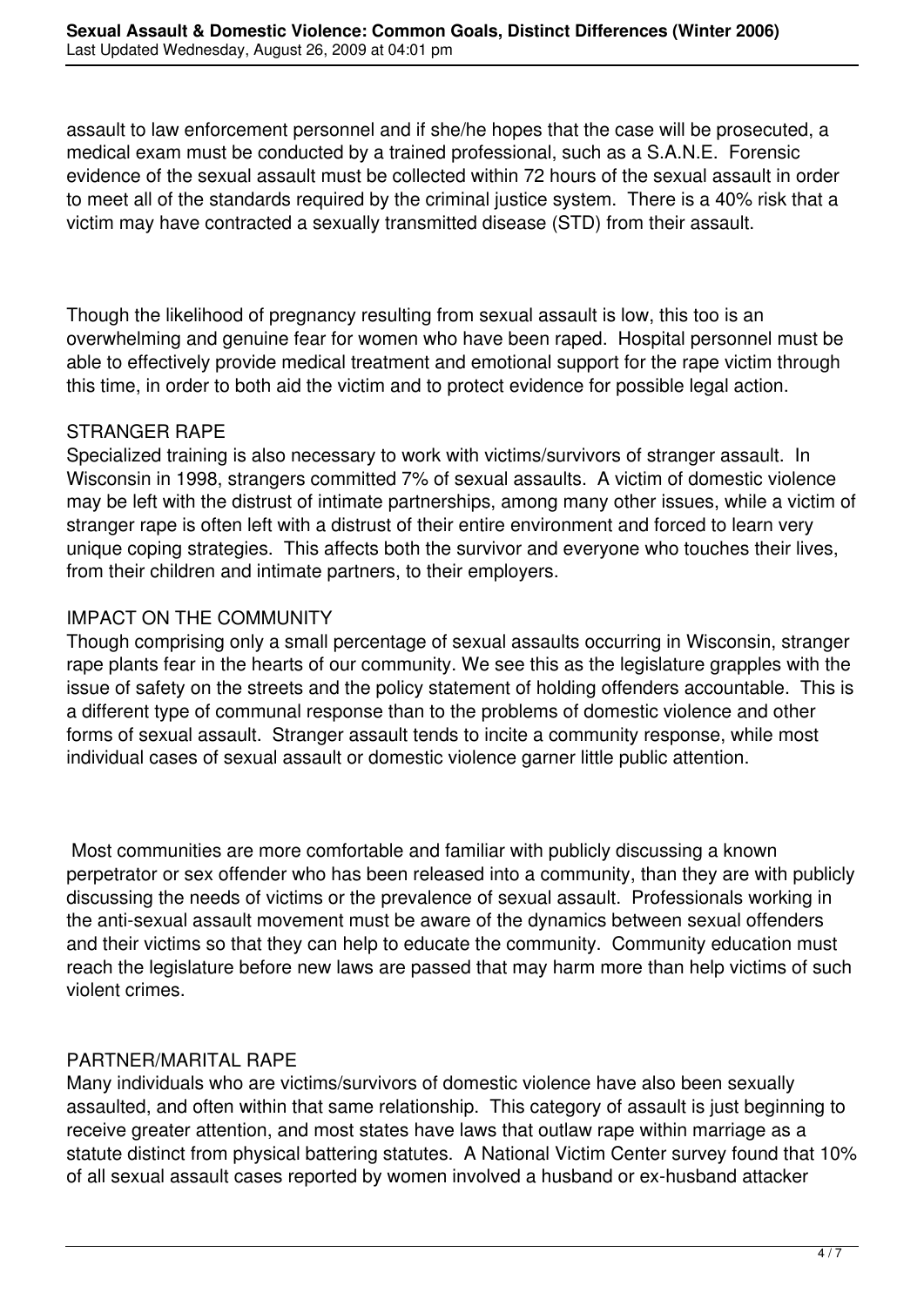assault to law enforcement personnel and if she/he hopes that the case will be prosecuted, a medical exam must be conducted by a trained professional, such as a S.A.N.E. Forensic evidence of the sexual assault must be collected within 72 hours of the sexual assault in order to meet all of the standards required by the criminal justice system. There is a 40% risk that a victim may have contracted a sexually transmitted disease (STD) from their assault.

Though the likelihood of pregnancy resulting from sexual assault is low, this too is an overwhelming and genuine fear for women who have been raped. Hospital personnel must be able to effectively provide medical treatment and emotional support for the rape victim through this time, in order to both aid the victim and to protect evidence for possible legal action.

### STRANGER RAPE

Specialized training is also necessary to work with victims/survivors of stranger assault. In Wisconsin in 1998, strangers committed 7% of sexual assaults. A victim of domestic violence may be left with the distrust of intimate partnerships, among many other issues, while a victim of stranger rape is often left with a distrust of their entire environment and forced to learn very unique coping strategies. This affects both the survivor and everyone who touches their lives, from their children and intimate partners, to their employers.

### IMPACT ON THE COMMUNITY

Though comprising only a small percentage of sexual assaults occurring in Wisconsin, stranger rape plants fear in the hearts of our community. We see this as the legislature grapples with the issue of safety on the streets and the policy statement of holding offenders accountable. This is a different type of communal response than to the problems of domestic violence and other forms of sexual assault. Stranger assault tends to incite a community response, while most individual cases of sexual assault or domestic violence garner little public attention.

Most communities are more comfortable and familiar with publicly discussing a known perpetrator or sex offender who has been released into a community, than they are with publicly discussing the needs of victims or the prevalence of sexual assault. Professionals working in the anti-sexual assault movement must be aware of the dynamics between sexual offenders and their victims so that they can help to educate the community. Community education must reach the legislature before new laws are passed that may harm more than help victims of such violent crimes.

### PARTNER/MARITAL RAPE

Many individuals who are victims/survivors of domestic violence have also been sexually assaulted, and often within that same relationship. This category of assault is just beginning to receive greater attention, and most states have laws that outlaw rape within marriage as a statute distinct from physical battering statutes. A National Victim Center survey found that 10% of all sexual assault cases reported by women involved a husband or ex-husband attacker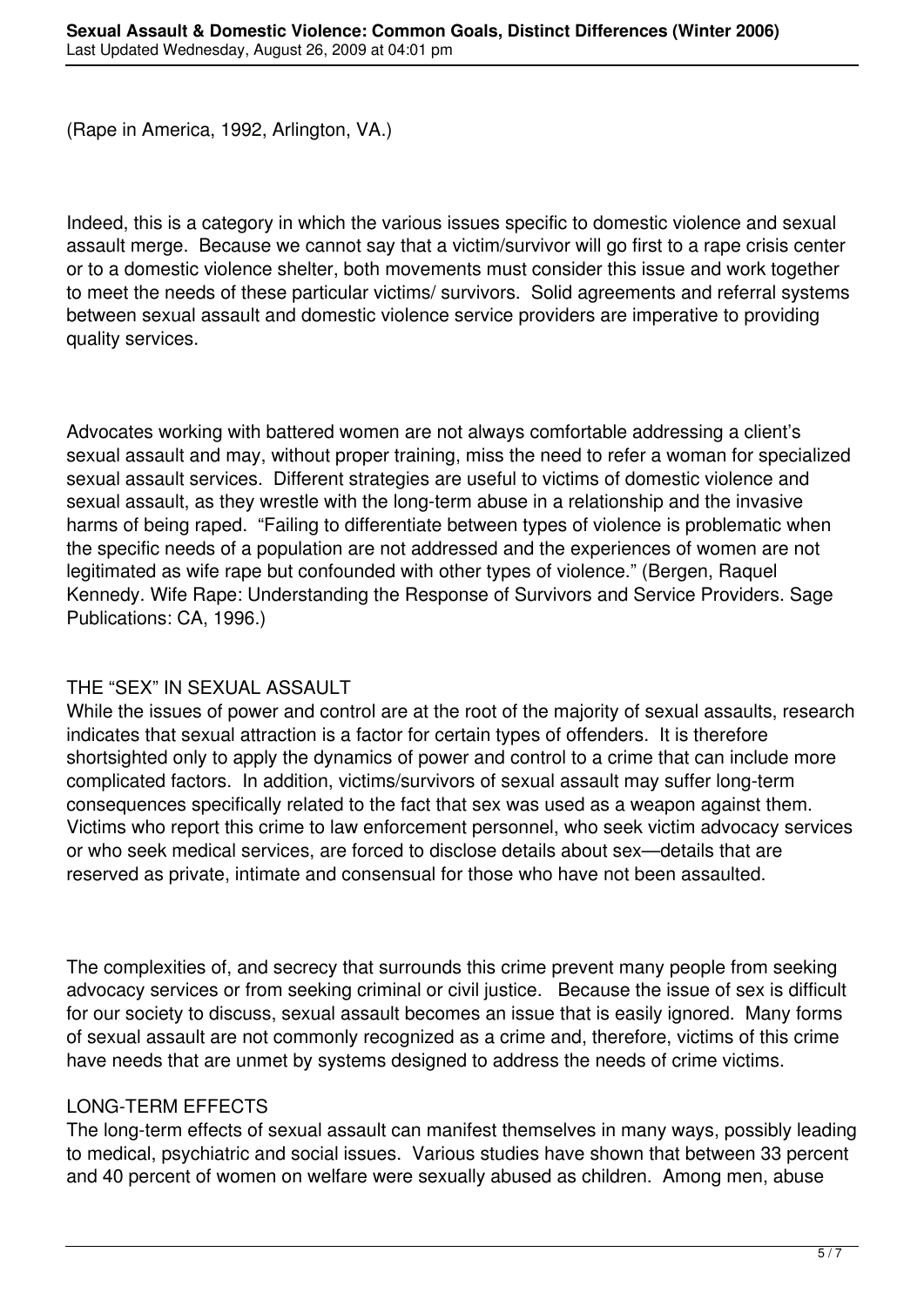(Rape in America, 1992, Arlington, VA.)

Indeed, this is a category in which the various issues specific to domestic violence and sexual assault merge. Because we cannot say that a victim/survivor will go first to a rape crisis center or to a domestic violence shelter, both movements must consider this issue and work together to meet the needs of these particular victims/ survivors. Solid agreements and referral systems between sexual assault and domestic violence service providers are imperative to providing quality services.

Advocates working with battered women are not always comfortable addressing a client's sexual assault and may, without proper training, miss the need to refer a woman for specialized sexual assault services. Different strategies are useful to victims of domestic violence and sexual assault, as they wrestle with the long-term abuse in a relationship and the invasive harms of being raped. "Failing to differentiate between types of violence is problematic when the specific needs of a population are not addressed and the experiences of women are not legitimated as wife rape but confounded with other types of violence." (Bergen, Raquel Kennedy. Wife Rape: Understanding the Response of Survivors and Service Providers. Sage Publications: CA, 1996.)

## THE "SEX" IN SEXUAL ASSAULT

While the issues of power and control are at the root of the majority of sexual assaults, research indicates that sexual attraction is a factor for certain types of offenders. It is therefore shortsighted only to apply the dynamics of power and control to a crime that can include more complicated factors. In addition, victims/survivors of sexual assault may suffer long-term consequences specifically related to the fact that sex was used as a weapon against them. Victims who report this crime to law enforcement personnel, who seek victim advocacy services or who seek medical services, are forced to disclose details about sex—details that are reserved as private, intimate and consensual for those who have not been assaulted.

The complexities of, and secrecy that surrounds this crime prevent many people from seeking advocacy services or from seeking criminal or civil justice. Because the issue of sex is difficult for our society to discuss, sexual assault becomes an issue that is easily ignored. Many forms of sexual assault are not commonly recognized as a crime and, therefore, victims of this crime have needs that are unmet by systems designed to address the needs of crime victims.

## LONG-TERM EFFECTS

The long-term effects of sexual assault can manifest themselves in many ways, possibly leading to medical, psychiatric and social issues. Various studies have shown that between 33 percent and 40 percent of women on welfare were sexually abused as children. Among men, abuse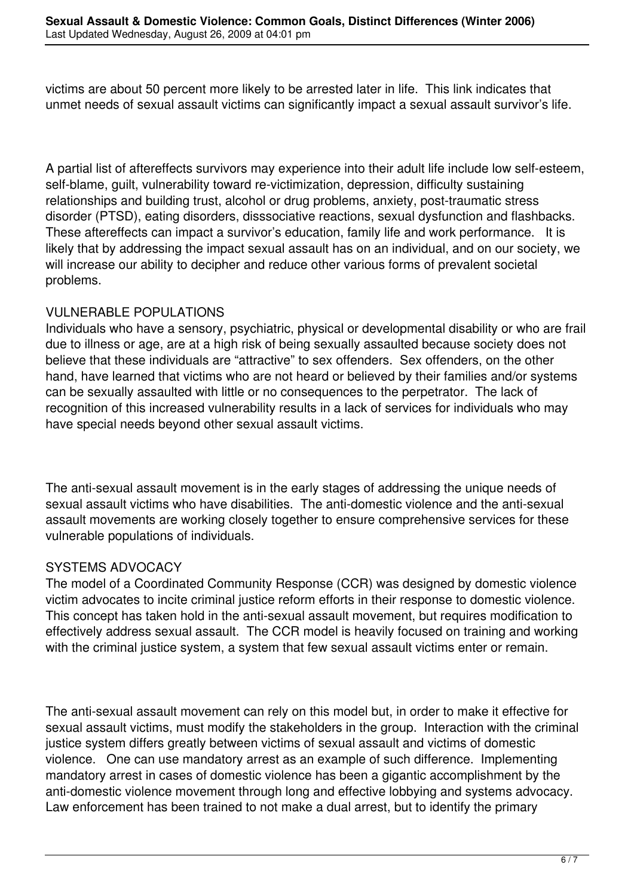victims are about 50 percent more likely to be arrested later in life. This link indicates that unmet needs of sexual assault victims can significantly impact a sexual assault survivor's life.

A partial list of aftereffects survivors may experience into their adult life include low self-esteem, self-blame, guilt, vulnerability toward re-victimization, depression, difficulty sustaining relationships and building trust, alcohol or drug problems, anxiety, post-traumatic stress disorder (PTSD), eating disorders, disssociative reactions, sexual dysfunction and flashbacks. These aftereffects can impact a survivor's education, family life and work performance. It is likely that by addressing the impact sexual assault has on an individual, and on our society, we will increase our ability to decipher and reduce other various forms of prevalent societal problems.

## VULNERABLE POPULATIONS

Individuals who have a sensory, psychiatric, physical or developmental disability or who are frail due to illness or age, are at a high risk of being sexually assaulted because society does not believe that these individuals are "attractive" to sex offenders. Sex offenders, on the other hand, have learned that victims who are not heard or believed by their families and/or systems can be sexually assaulted with little or no consequences to the perpetrator. The lack of recognition of this increased vulnerability results in a lack of services for individuals who may have special needs beyond other sexual assault victims.

The anti-sexual assault movement is in the early stages of addressing the unique needs of sexual assault victims who have disabilities. The anti-domestic violence and the anti-sexual assault movements are working closely together to ensure comprehensive services for these vulnerable populations of individuals.

## SYSTEMS ADVOCACY

The model of a Coordinated Community Response (CCR) was designed by domestic violence victim advocates to incite criminal justice reform efforts in their response to domestic violence. This concept has taken hold in the anti-sexual assault movement, but requires modification to effectively address sexual assault. The CCR model is heavily focused on training and working with the criminal justice system, a system that few sexual assault victims enter or remain.

The anti-sexual assault movement can rely on this model but, in order to make it effective for sexual assault victims, must modify the stakeholders in the group. Interaction with the criminal justice system differs greatly between victims of sexual assault and victims of domestic violence. One can use mandatory arrest as an example of such difference. Implementing mandatory arrest in cases of domestic violence has been a gigantic accomplishment by the anti-domestic violence movement through long and effective lobbying and systems advocacy. Law enforcement has been trained to not make a dual arrest, but to identify the primary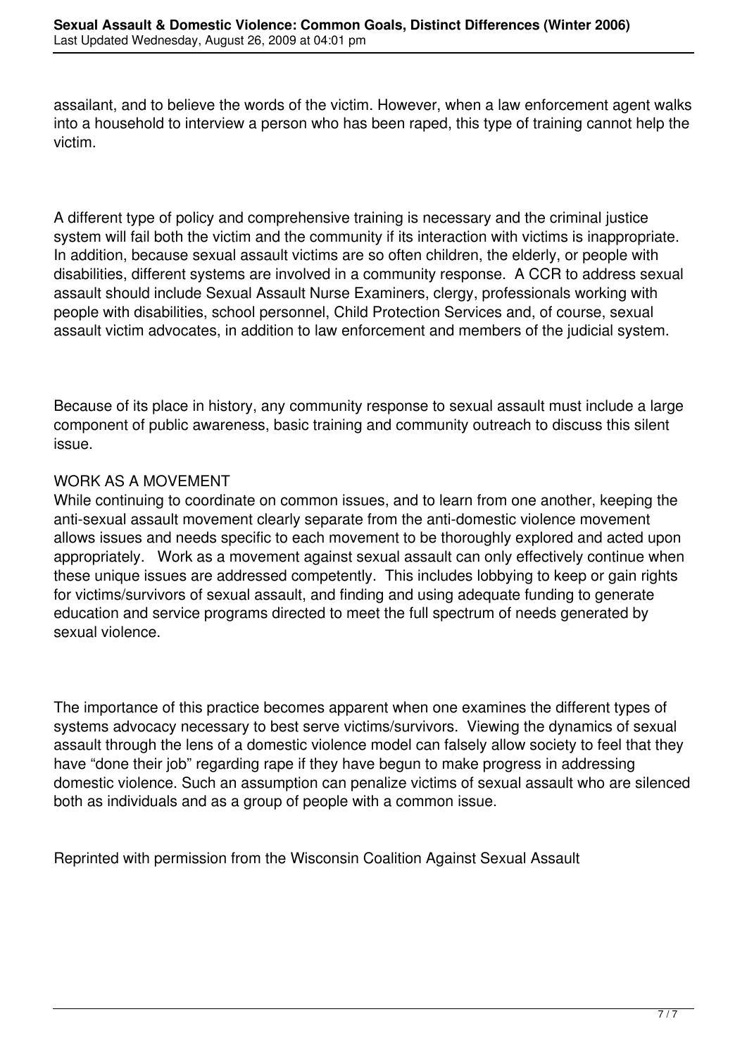assailant, and to believe the words of the victim. However, when a law enforcement agent walks into a household to interview a person who has been raped, this type of training cannot help the victim.

A different type of policy and comprehensive training is necessary and the criminal justice system will fail both the victim and the community if its interaction with victims is inappropriate. In addition, because sexual assault victims are so often children, the elderly, or people with disabilities, different systems are involved in a community response. A CCR to address sexual assault should include Sexual Assault Nurse Examiners, clergy, professionals working with people with disabilities, school personnel, Child Protection Services and, of course, sexual assault victim advocates, in addition to law enforcement and members of the judicial system.

Because of its place in history, any community response to sexual assault must include a large component of public awareness, basic training and community outreach to discuss this silent issue.

## WORK AS A MOVEMENT

While continuing to coordinate on common issues, and to learn from one another, keeping the anti-sexual assault movement clearly separate from the anti-domestic violence movement allows issues and needs specific to each movement to be thoroughly explored and acted upon appropriately. Work as a movement against sexual assault can only effectively continue when these unique issues are addressed competently. This includes lobbying to keep or gain rights for victims/survivors of sexual assault, and finding and using adequate funding to generate education and service programs directed to meet the full spectrum of needs generated by sexual violence.

The importance of this practice becomes apparent when one examines the different types of systems advocacy necessary to best serve victims/survivors. Viewing the dynamics of sexual assault through the lens of a domestic violence model can falsely allow society to feel that they have "done their job" regarding rape if they have begun to make progress in addressing domestic violence. Such an assumption can penalize victims of sexual assault who are silenced both as individuals and as a group of people with a common issue.

Reprinted with permission from the Wisconsin Coalition Against Sexual Assault